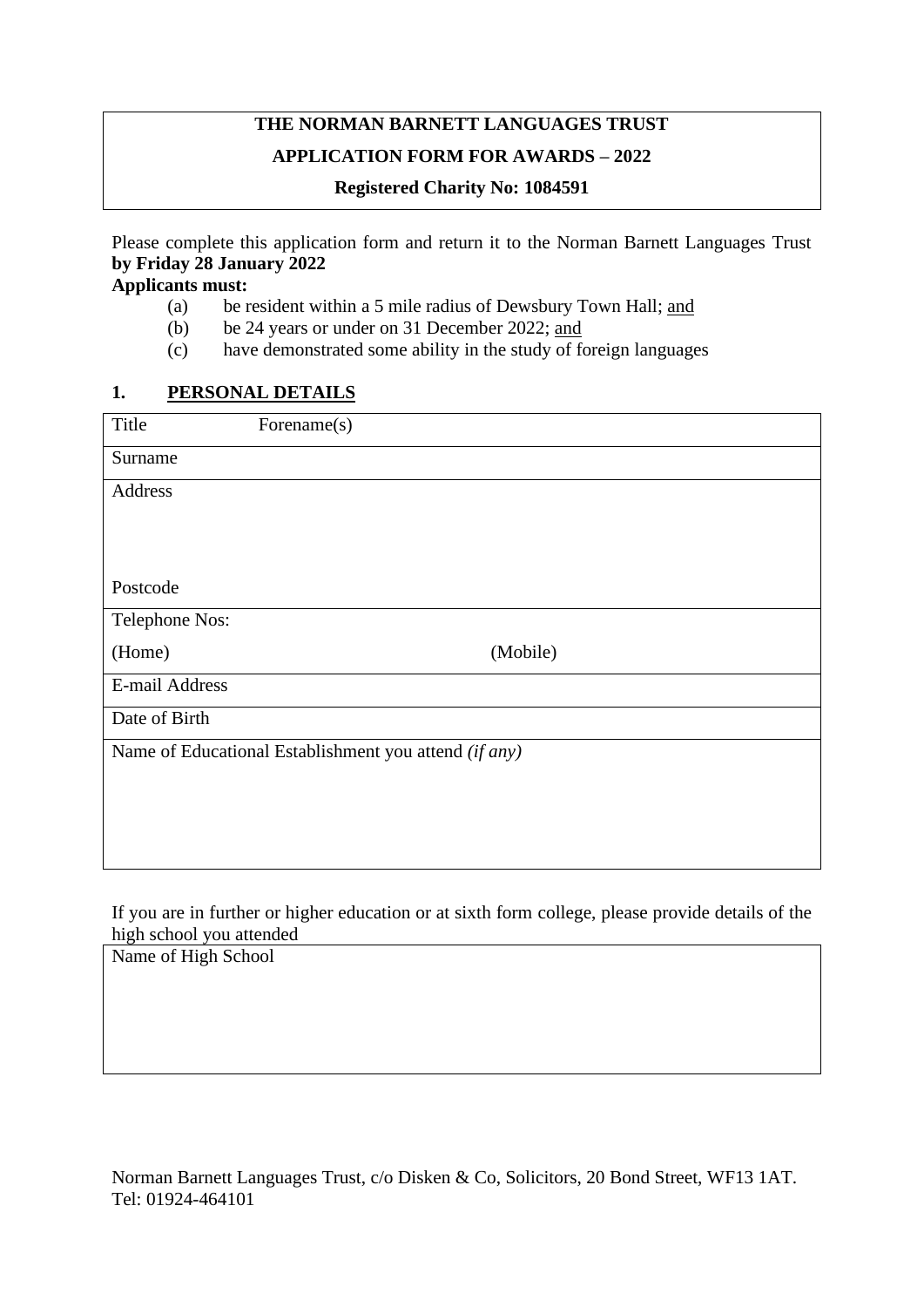**THE NORMAN BARNETT LANGUAGES TRUST**

**APPLICATION FORM FOR AWARDS – 2022**

**Registered Charity No: 1084591**

Please complete this application form and return it to the Norman Barnett Languages Trust **by Friday 28 January 2022**

**Applicants must:**

- (a) be resident within a 5 mile radius of Dewsbury Town Hall; <u>and</u>
- (b) be 24 years or under on 31 December 2022; <u>and</u>
- (c) have demonstrated some ability in the study of foreign languages

## 1. PERSONAL DETAILS

| Title Forename(s) |
|---|
| Surname |
| Address<br><br><br>Postcode |
| Telephone Nos:<br>(Home) (Mobile) |
| E-mail Address |
| Date of Birth |
| Name of Educational Establishment you attend *(if any)* |

If you are in further or higher education or at sixth form college, please provide details of the high school you attended

| Name of High School |
|---|
| |

Norman Barnett Languages Trust, c/o Disken & Co, Solicitors, 20 Bond Street, WF13 1AT.
Tel: 01924-464101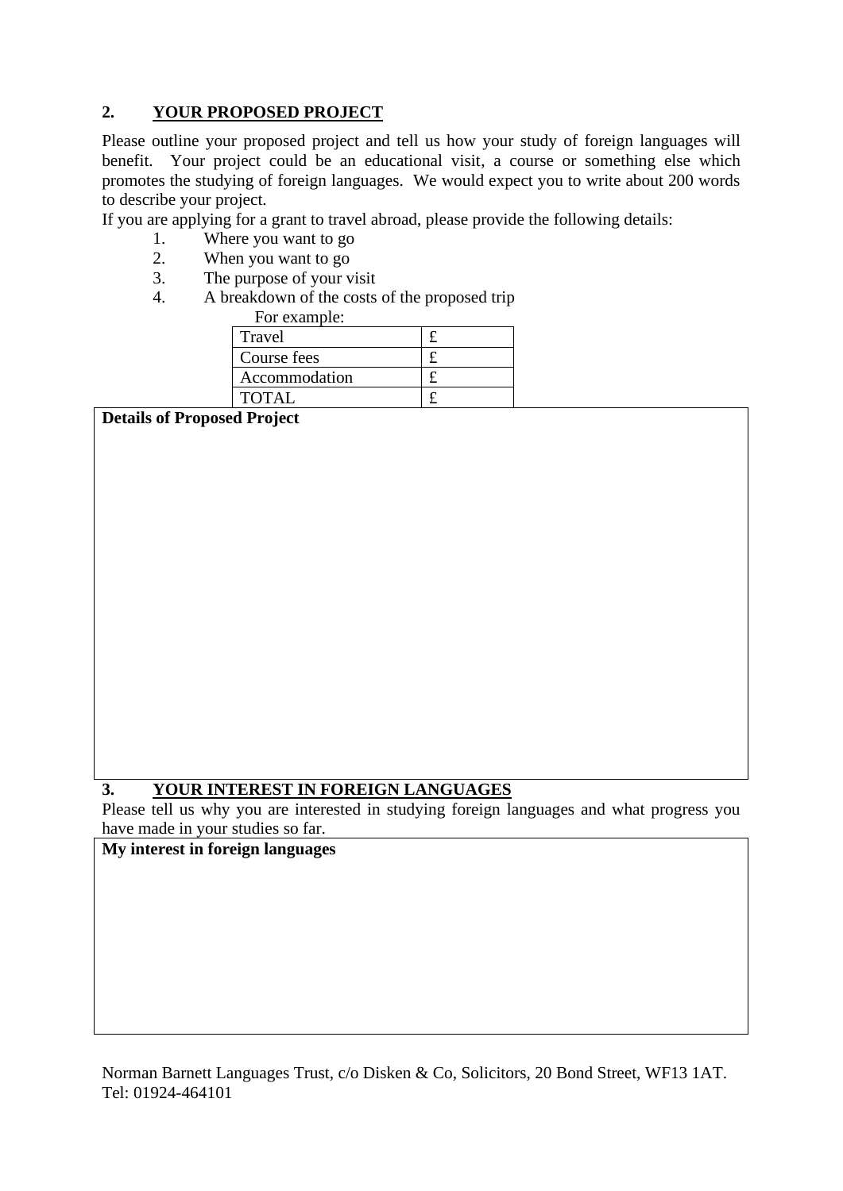## 2. YOUR PROPOSED PROJECT

Please outline your proposed project and tell us how your study of foreign languages will benefit. Your project could be an educational visit, a course or something else which promotes the studying of foreign languages. We would expect you to write about 200 words to describe your project.

If you are applying for a grant to travel abroad, please provide the following details:

1. Where you want to go
2. When you want to go
3. The purpose of your visit
4. A breakdown of the costs of the proposed trip

For example:

| | |
|---|---|
| Travel | £ |
| Course fees | £ |
| Accommodation | £ |
| TOTAL | £ |

**Details of Proposed Project**

## 3. YOUR INTEREST IN FOREIGN LANGUAGES

Please tell us why you are interested in studying foreign languages and what progress you have made in your studies so far.

**My interest in foreign languages**

Norman Barnett Languages Trust, c/o Disken & Co, Solicitors, 20 Bond Street, WF13 1AT.
Tel: 01924-464101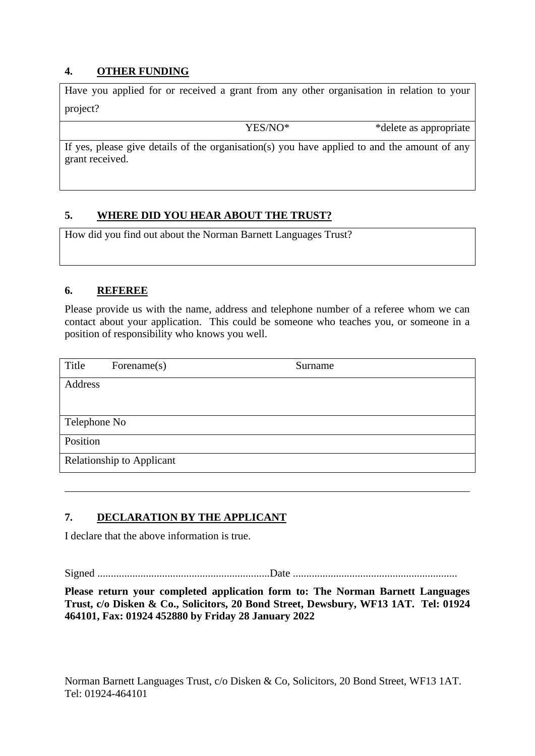## 4. OTHER FUNDING

| | | |
|---|---|---|
| Have you applied for or received a grant from any other organisation in relation to your project? | | |
| | YES/NO* | *delete as appropriate |
| If yes, please give details of the organisation(s) you have applied to and the amount of any grant received. | | |

## 5. WHERE DID YOU HEAR ABOUT THE TRUST?

| |
|---|
| How did you find out about the Norman Barnett Languages Trust? |

## 6. REFEREE

Please provide us with the name, address and telephone number of a referee whom we can contact about your application. This could be someone who teaches you, or someone in a position of responsibility who knows you well.

| | | |
|---|---|---|
| Title | Forename(s) | Surname |
| Address | | |
| Telephone No | | |
| Position | | |
| Relationship to Applicant | | |

---

## 7. DECLARATION BY THE APPLICANT

I declare that the above information is true.

Signed ................................................................Date ............................................................

**Please return your completed application form to: The Norman Barnett Languages Trust, c/o Disken & Co., Solicitors, 20 Bond Street, Dewsbury, WF13 1AT. Tel: 01924 464101, Fax: 01924 452880 by Friday 28 January 2022**

Norman Barnett Languages Trust, c/o Disken & Co, Solicitors, 20 Bond Street, WF13 1AT.
Tel: 01924-464101